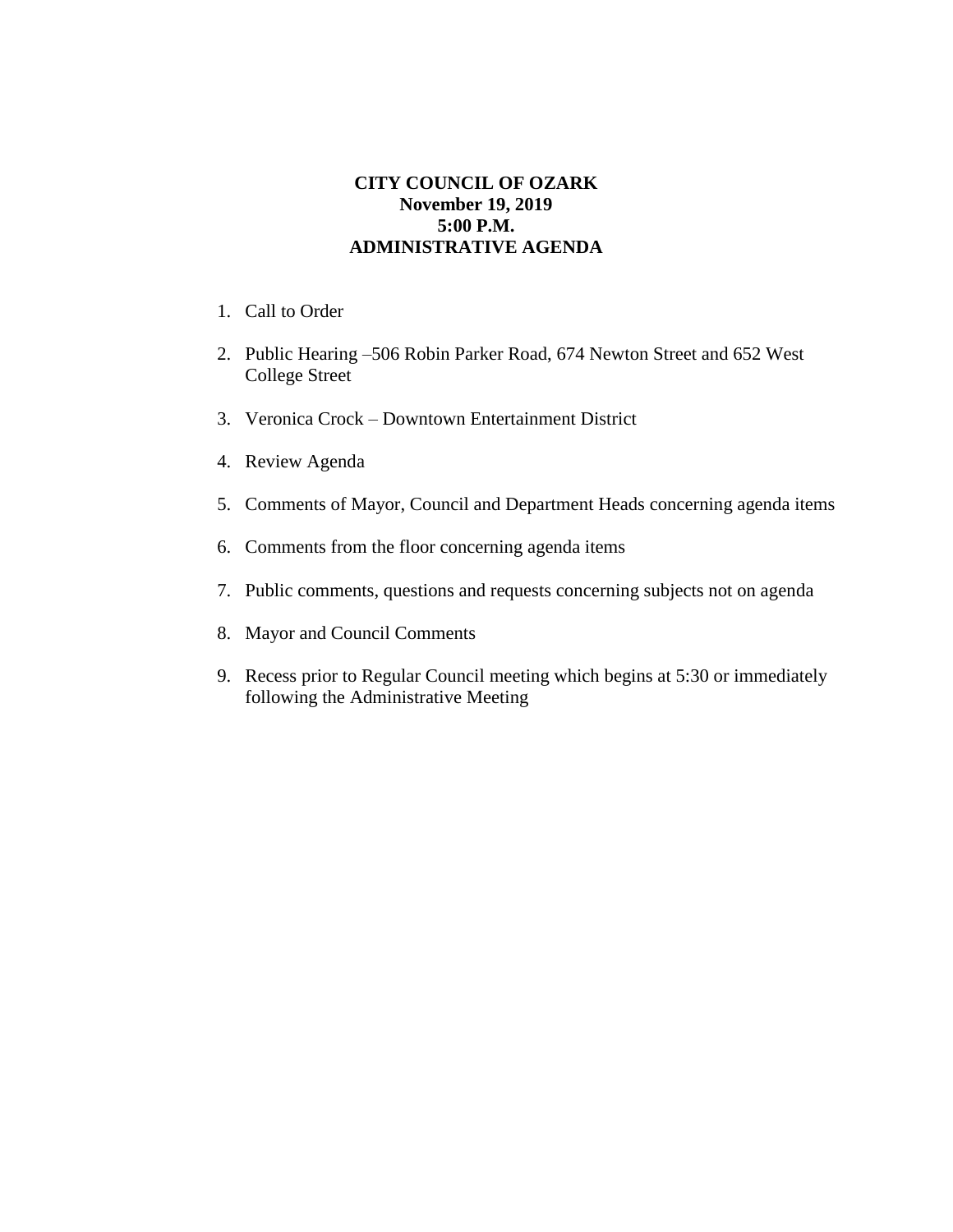# CITY COUNCIL OF OZARK
**November 19, 2019**
**5:00 P.M.**
**ADMINISTRATIVE AGENDA**

1. Call to Order
2. Public Hearing –506 Robin Parker Road, 674 Newton Street and 652 West College Street
3. Veronica Crock – Downtown Entertainment District
4. Review Agenda
5. Comments of Mayor, Council and Department Heads concerning agenda items
6. Comments from the floor concerning agenda items
7. Public comments, questions and requests concerning subjects not on agenda
8. Mayor and Council Comments
9. Recess prior to Regular Council meeting which begins at 5:30 or immediately following the Administrative Meeting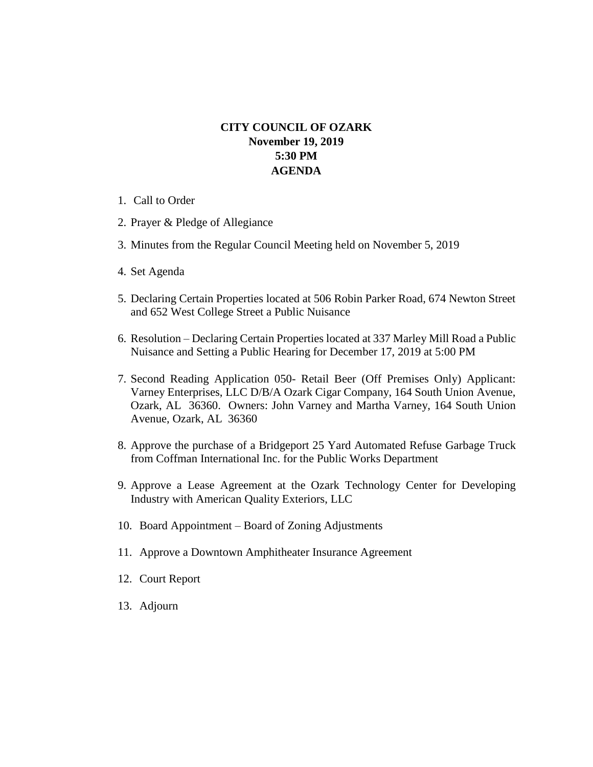**CITY COUNCIL OF OZARK**
**November 19, 2019**
**5:30 PM**
**AGENDA**

1. Call to Order
2. Prayer & Pledge of Allegiance
3. Minutes from the Regular Council Meeting held on November 5, 2019
4. Set Agenda
5. Declaring Certain Properties located at 506 Robin Parker Road, 674 Newton Street and 652 West College Street a Public Nuisance
6. Resolution – Declaring Certain Properties located at 337 Marley Mill Road a Public Nuisance and Setting a Public Hearing for December 17, 2019 at 5:00 PM
7. Second Reading Application 050- Retail Beer (Off Premises Only) Applicant: Varney Enterprises, LLC D/B/A Ozark Cigar Company, 164 South Union Avenue, Ozark, AL 36360. Owners: John Varney and Martha Varney, 164 South Union Avenue, Ozark, AL 36360
8. Approve the purchase of a Bridgeport 25 Yard Automated Refuse Garbage Truck from Coffman International Inc. for the Public Works Department
9. Approve a Lease Agreement at the Ozark Technology Center for Developing Industry with American Quality Exteriors, LLC
10. Board Appointment – Board of Zoning Adjustments
11. Approve a Downtown Amphitheater Insurance Agreement
12. Court Report
13. Adjourn